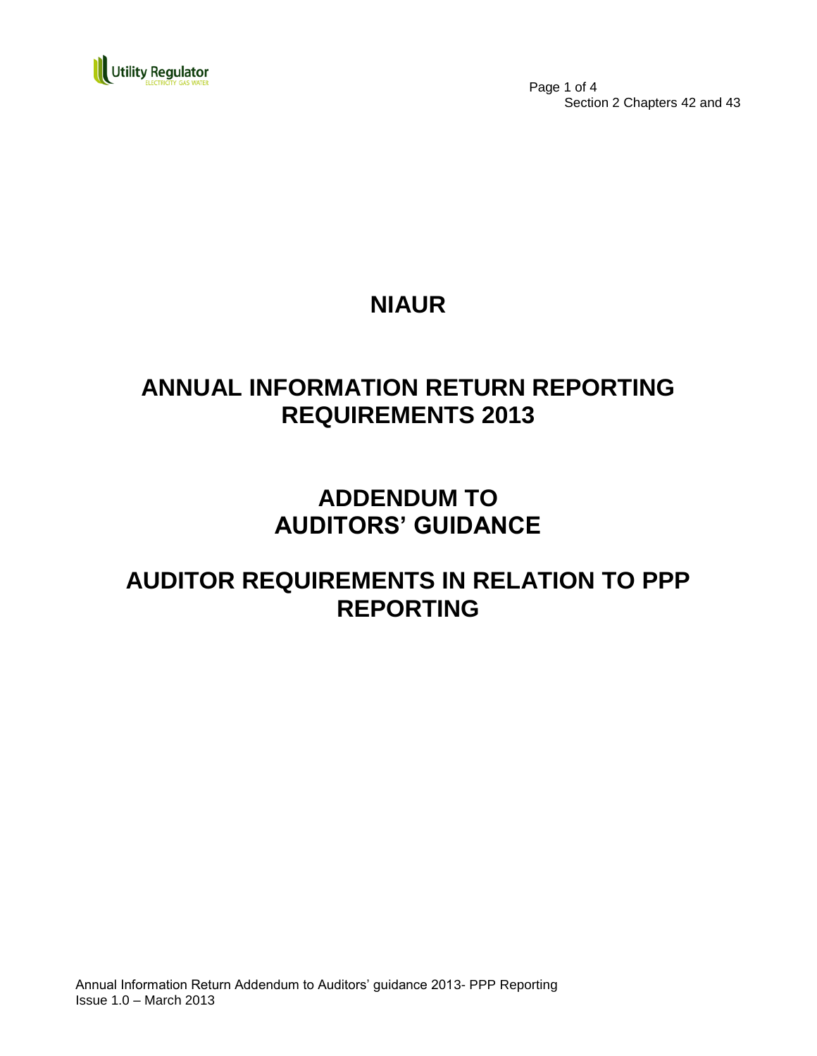Section 2 Chapters 42 and 43

# NIAUR

# ANNUAL INFORMATION RETURN REPORTING REQUIREMENTS 2013

# ADDENDUM TO AUDITORS' GUIDANCE

# AUDITOR REQUIREMENTS IN RELATION TO PPP REPORTING

Annual Information Return Addendum to Auditors' guidance 2013- PPP Reporting
Issue 1.0 – March 2013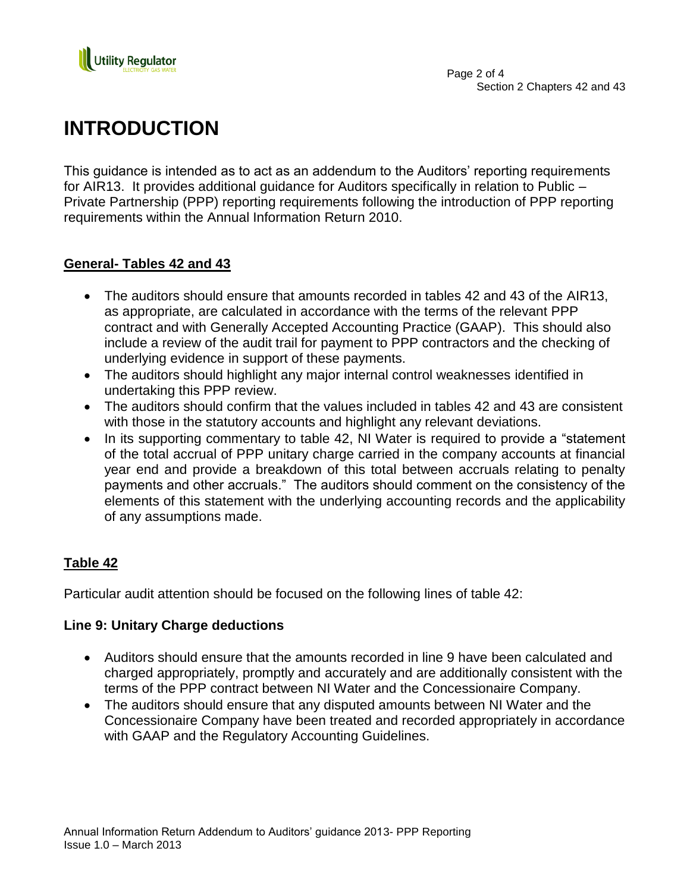# INTRODUCTION

This guidance is intended as to act as an addendum to the Auditors' reporting requirements for AIR13. It provides additional guidance for Auditors specifically in relation to Public – Private Partnership (PPP) reporting requirements following the introduction of PPP reporting requirements within the Annual Information Return 2010.

**General- Tables 42 and 43**

- The auditors should ensure that amounts recorded in tables 42 and 43 of the AIR13, as appropriate, are calculated in accordance with the terms of the relevant PPP contract and with Generally Accepted Accounting Practice (GAAP). This should also include a review of the audit trail for payment to PPP contractors and the checking of underlying evidence in support of these payments.
- The auditors should highlight any major internal control weaknesses identified in undertaking this PPP review.
- The auditors should confirm that the values included in tables 42 and 43 are consistent with those in the statutory accounts and highlight any relevant deviations.
- In its supporting commentary to table 42, NI Water is required to provide a "statement of the total accrual of PPP unitary charge carried in the company accounts at financial year end and provide a breakdown of this total between accruals relating to penalty payments and other accruals." The auditors should comment on the consistency of the elements of this statement with the underlying accounting records and the applicability of any assumptions made.

**Table 42**

Particular audit attention should be focused on the following lines of table 42:

**Line 9: Unitary Charge deductions**

- Auditors should ensure that the amounts recorded in line 9 have been calculated and charged appropriately, promptly and accurately and are additionally consistent with the terms of the PPP contract between NI Water and the Concessionaire Company.
- The auditors should ensure that any disputed amounts between NI Water and the Concessionaire Company have been treated and recorded appropriately in accordance with GAAP and the Regulatory Accounting Guidelines.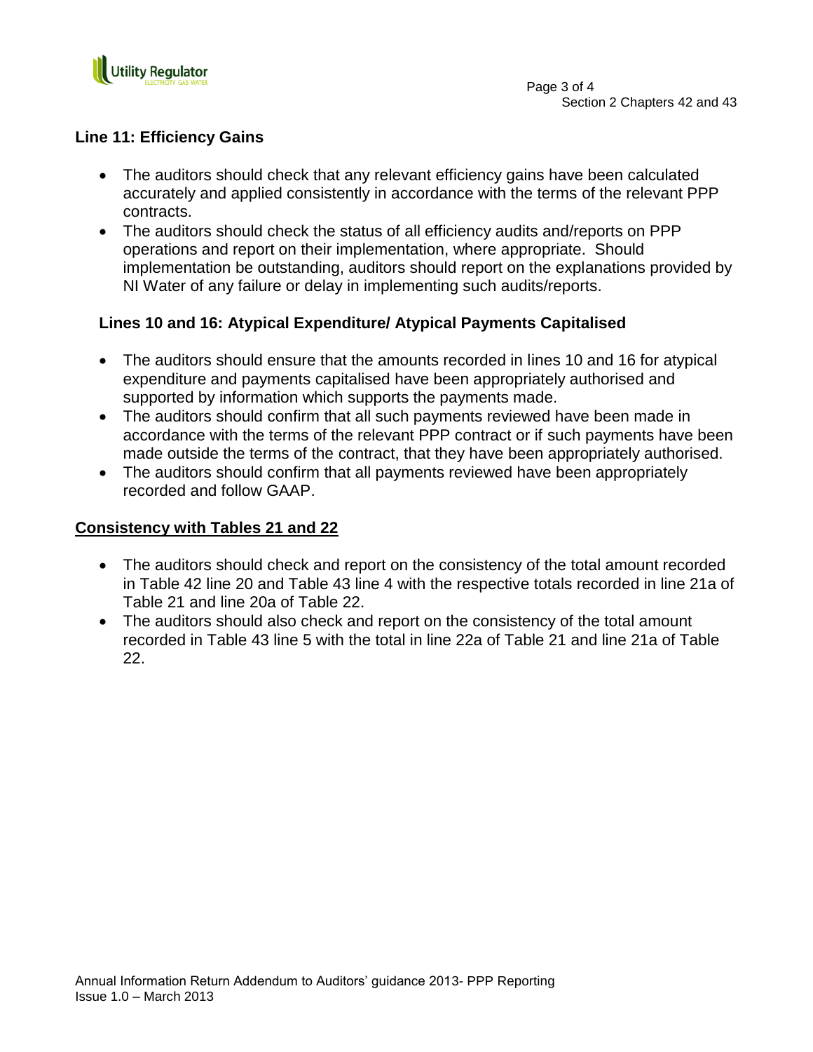### Line 11: Efficiency Gains

- The auditors should check that any relevant efficiency gains have been calculated accurately and applied consistently in accordance with the terms of the relevant PPP contracts.
- The auditors should check the status of all efficiency audits and/reports on PPP operations and report on their implementation, where appropriate. Should implementation be outstanding, auditors should report on the explanations provided by NI Water of any failure or delay in implementing such audits/reports.

### Lines 10 and 16: Atypical Expenditure/ Atypical Payments Capitalised

- The auditors should ensure that the amounts recorded in lines 10 and 16 for atypical expenditure and payments capitalised have been appropriately authorised and supported by information which supports the payments made.
- The auditors should confirm that all such payments reviewed have been made in accordance with the terms of the relevant PPP contract or if such payments have been made outside the terms of the contract, that they have been appropriately authorised.
- The auditors should confirm that all payments reviewed have been appropriately recorded and follow GAAP.

### Consistency with Tables 21 and 22

- The auditors should check and report on the consistency of the total amount recorded in Table 42 line 20 and Table 43 line 4 with the respective totals recorded in line 21a of Table 21 and line 20a of Table 22.
- The auditors should also check and report on the consistency of the total amount recorded in Table 43 line 5 with the total in line 22a of Table 21 and line 21a of Table 22.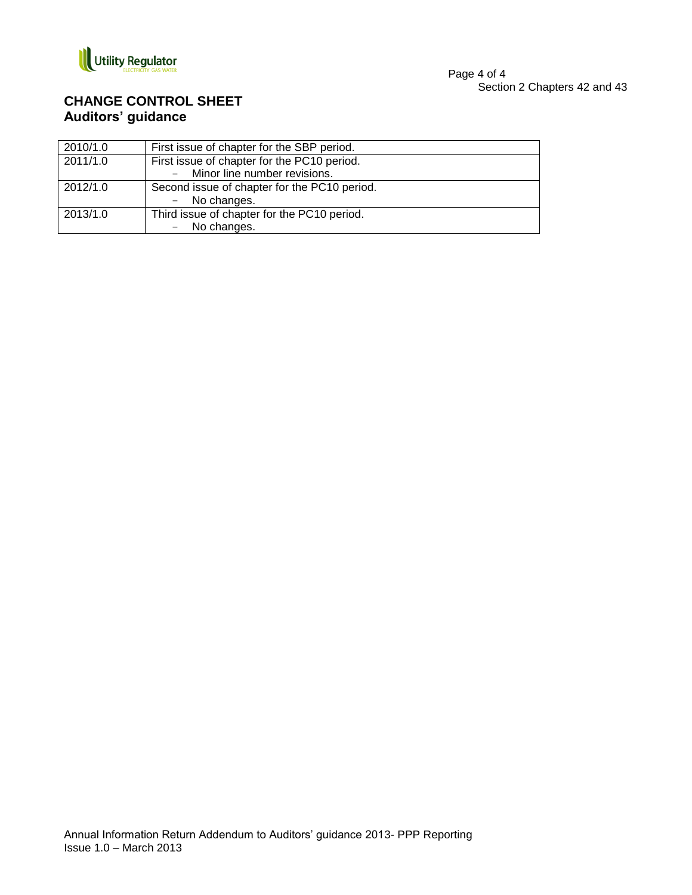## CHANGE CONTROL SHEET
## Auditors' guidance

| | |
|---|---|
| 2010/1.0 | First issue of chapter for the SBP period. |
| 2011/1.0 | First issue of chapter for the PC10 period.<br>– Minor line number revisions. |
| 2012/1.0 | Second issue of chapter for the PC10 period.<br>– No changes. |
| 2013/1.0 | Third issue of chapter for the PC10 period.<br>– No changes. |